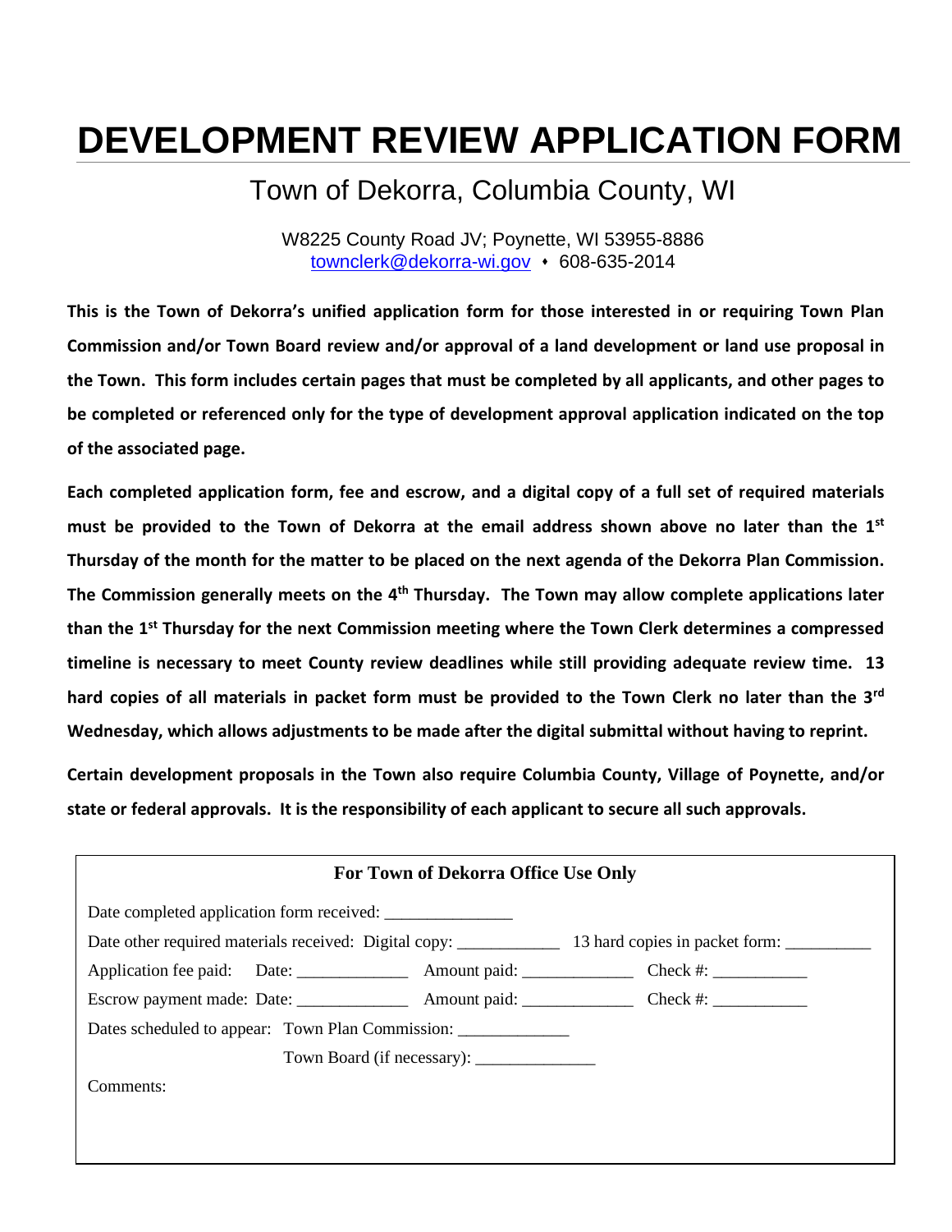# DEVELOPMENT REVIEW APPLICATION FORM

## Town of Dekorra, Columbia County, WI

W8225 County Road JV; Poynette, WI 53955-8886
townclerk@dekorra-wi.gov • 608-635-2014

**This is the Town of Dekorra's unified application form for those interested in or requiring Town Plan Commission and/or Town Board review and/or approval of a land development or land use proposal in the Town. This form includes certain pages that must be completed by all applicants, and other pages to be completed or referenced only for the type of development approval application indicated on the top of the associated page.**

**Each completed application form, fee and escrow, and a digital copy of a full set of required materials must be provided to the Town of Dekorra at the email address shown above no later than the 1st Thursday of the month for the matter to be placed on the next agenda of the Dekorra Plan Commission. The Commission generally meets on the 4th Thursday. The Town may allow complete applications later than the 1st Thursday for the next Commission meeting where the Town Clerk determines a compressed timeline is necessary to meet County review deadlines while still providing adequate review time. 13 hard copies of all materials in packet form must be provided to the Town Clerk no later than the 3rd Wednesday, which allows adjustments to be made after the digital submittal without having to reprint.**

**Certain development proposals in the Town also require Columbia County, Village of Poynette, and/or state or federal approvals. It is the responsibility of each applicant to secure all such approvals.**

---

**For Town of Dekorra Office Use Only**

Date completed application form received: _______________

Date other required materials received: Digital copy: ____________ 13 hard copies in packet form: __________

Application fee paid: Date: _____________ Amount paid: _____________ Check #: ___________

Escrow payment made: Date: _____________ Amount paid: _____________ Check #: ___________

Dates scheduled to appear: Town Plan Commission: _____________

Town Board (if necessary): ______________

Comments: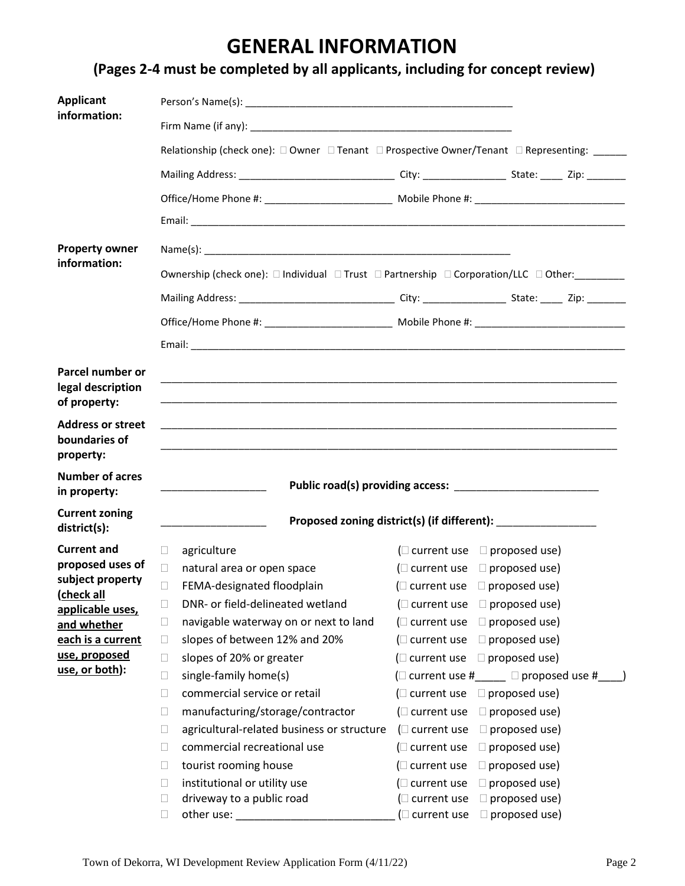# GENERAL INFORMATION

## (Pages 2-4 must be completed by all applicants, including for concept review)

**Applicant information:**

Person's Name(s): ______________________________________________

Firm Name (if any): ______________________________________________

Relationship (check one): ☐ Owner ☐ Tenant ☐ Prospective Owner/Tenant ☐ Representing: ______

Mailing Address: ___________________________ City: _______________ State: ____ Zip: _______

Office/Home Phone #: ______________________ Mobile Phone #: __________________________

Email: ______________________________________________________________________________

**Property owner information:**

Name(s): ______________________________________________________

Ownership (check one): ☐ Individual ☐ Trust ☐ Partnership ☐ Corporation/LLC ☐ Other:_________

Mailing Address: ___________________________ City: _______________ State: ____ Zip: _______

Office/Home Phone #: ______________________ Mobile Phone #: __________________________

Email: ______________________________________________________________________________

**Parcel number or legal description of property:** ____________________________________________________________________________

____________________________________________________________________________

**Address or street boundaries of property:** ____________________________________________________________________________

____________________________________________________________________________

**Number of acres in property:** _________________ **Public road(s) providing access:** ________________________

**Current zoning district(s):** _________________ **Proposed zoning district(s) (if different):** ________________

**Current and proposed uses of subject property (<u>check all applicable uses, and whether each is a current use, proposed use, or both</u>):**

- ☐ agriculture (☐ current use ☐ proposed use)
- ☐ natural area or open space (☐ current use ☐ proposed use)
- ☐ FEMA-designated floodplain (☐ current use ☐ proposed use)
- ☐ DNR- or field-delineated wetland (☐ current use ☐ proposed use)
- ☐ navigable waterway on or next to land (☐ current use ☐ proposed use)
- ☐ slopes of between 12% and 20% (☐ current use ☐ proposed use)
- ☐ slopes of 20% or greater (☐ current use ☐ proposed use)
- ☐ single-family home(s) (☐ current use #_____ ☐ proposed use #____)
- ☐ commercial service or retail (☐ current use ☐ proposed use)
- ☐ manufacturing/storage/contractor (☐ current use ☐ proposed use)
- ☐ agricultural-related business or structure (☐ current use ☐ proposed use)
- ☐ commercial recreational use (☐ current use ☐ proposed use)
- ☐ tourist rooming house (☐ current use ☐ proposed use)
- ☐ institutional or utility use (☐ current use ☐ proposed use)
- ☐ driveway to a public road (☐ current use ☐ proposed use)
- ☐ other use: _________________________ (☐ current use ☐ proposed use)

Town of Dekorra, WI Development Review Application Form (4/11/22)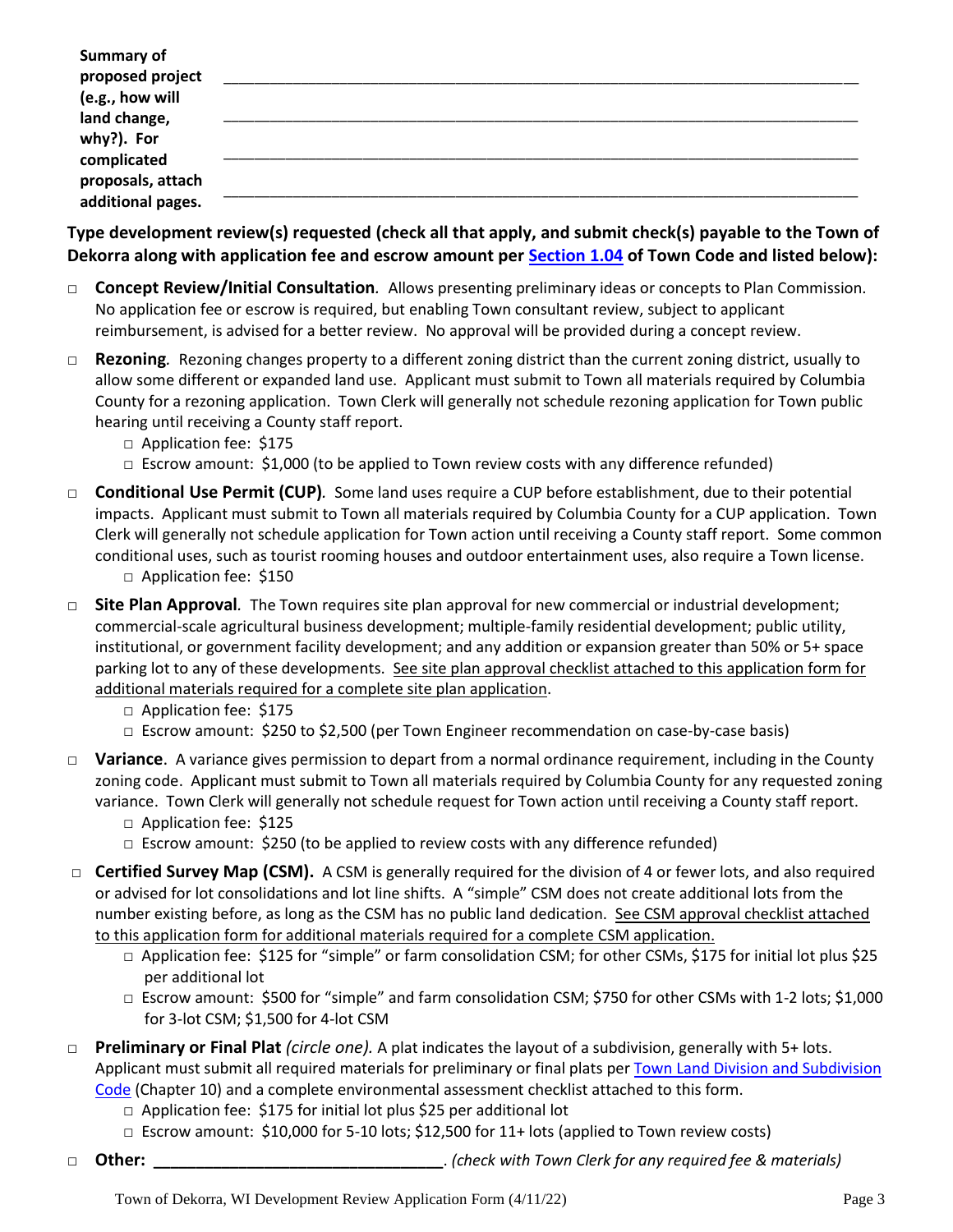**Summary of proposed project (e.g., how will land change, why?). For complicated proposals, attach additional pages.**

_______________________________________________________________________________

_______________________________________________________________________________

_______________________________________________________________________________

_______________________________________________________________________________

**Type development review(s) requested (check all that apply, and submit check(s) payable to the Town of Dekorra along with application fee and escrow amount per Section 1.04 of Town Code and listed below):**

- □ **Concept Review/Initial Consultation**. Allows presenting preliminary ideas or concepts to Plan Commission. No application fee or escrow is required, but enabling Town consultant review, subject to applicant reimbursement, is advised for a better review. No approval will be provided during a concept review.

- □ **Rezoning**. Rezoning changes property to a different zoning district than the current zoning district, usually to allow some different or expanded land use. Applicant must submit to Town all materials required by Columbia County for a rezoning application. Town Clerk will generally not schedule rezoning application for Town public hearing until receiving a County staff report.
  - □ Application fee: $175
  - □ Escrow amount: $1,000 (to be applied to Town review costs with any difference refunded)

- □ **Conditional Use Permit (CUP)**. Some land uses require a CUP before establishment, due to their potential impacts. Applicant must submit to Town all materials required by Columbia County for a CUP application. Town Clerk will generally not schedule application for Town action until receiving a County staff report. Some common conditional uses, such as tourist rooming houses and outdoor entertainment uses, also require a Town license.
  - □ Application fee: $150

- □ **Site Plan Approval**. The Town requires site plan approval for new commercial or industrial development; commercial-scale agricultural business development; multiple-family residential development; public utility, institutional, or government facility development; and any addition or expansion greater than 50% or 5+ space parking lot to any of these developments. <u>See site plan approval checklist attached to this application form for additional materials required for a complete site plan application</u>.
  - □ Application fee: $175
  - □ Escrow amount: $250 to $2,500 (per Town Engineer recommendation on case-by-case basis)

- □ **Variance**. A variance gives permission to depart from a normal ordinance requirement, including in the County zoning code. Applicant must submit to Town all materials required by Columbia County for any requested zoning variance. Town Clerk will generally not schedule request for Town action until receiving a County staff report.
  - □ Application fee: $125
  - □ Escrow amount: $250 (to be applied to review costs with any difference refunded)

- □ **Certified Survey Map (CSM).** A CSM is generally required for the division of 4 or fewer lots, and also required or advised for lot consolidations and lot line shifts. A "simple" CSM does not create additional lots from the number existing before, as long as the CSM has no public land dedication. <u>See CSM approval checklist attached to this application form for additional materials required for a complete CSM application.</u>
  - □ Application fee: $125 for "simple" or farm consolidation CSM; for other CSMs, $175 for initial lot plus $25 per additional lot
  - □ Escrow amount: $500 for "simple" and farm consolidation CSM; $750 for other CSMs with 1-2 lots; $1,000 for 3-lot CSM; $1,500 for 4-lot CSM

- □ **Preliminary or Final Plat** *(circle one).* A plat indicates the layout of a subdivision, generally with 5+ lots. Applicant must submit all required materials for preliminary or final plats per Town Land Division and Subdivision Code (Chapter 10) and a complete environmental assessment checklist attached to this form.
  - □ Application fee: $175 for initial lot plus $25 per additional lot
  - □ Escrow amount: $10,000 for 5-10 lots; $12,500 for 11+ lots (applied to Town review costs)

- □ **Other: ________________________________**. *(check with Town Clerk for any required fee & materials)*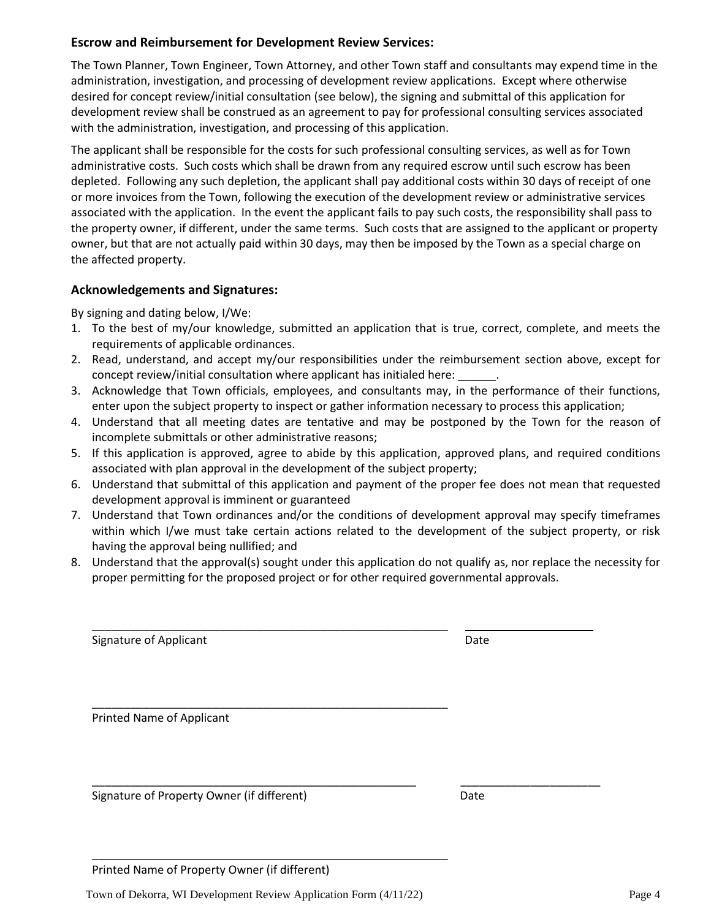### Escrow and Reimbursement for Development Review Services:

The Town Planner, Town Engineer, Town Attorney, and other Town staff and consultants may expend time in the administration, investigation, and processing of development review applications. Except where otherwise desired for concept review/initial consultation (see below), the signing and submittal of this application for development review shall be construed as an agreement to pay for professional consulting services associated with the administration, investigation, and processing of this application.

The applicant shall be responsible for the costs for such professional consulting services, as well as for Town administrative costs. Such costs which shall be drawn from any required escrow until such escrow has been depleted. Following any such depletion, the applicant shall pay additional costs within 30 days of receipt of one or more invoices from the Town, following the execution of the development review or administrative services associated with the application. In the event the applicant fails to pay such costs, the responsibility shall pass to the property owner, if different, under the same terms. Such costs that are assigned to the applicant or property owner, but that are not actually paid within 30 days, may then be imposed by the Town as a special charge on the affected property.

### Acknowledgements and Signatures:

By signing and dating below, I/We:

1. To the best of my/our knowledge, submitted an application that is true, correct, complete, and meets the requirements of applicable ordinances.
2. Read, understand, and accept my/our responsibilities under the reimbursement section above, except for concept review/initial consultation where applicant has initialed here: ______.
3. Acknowledge that Town officials, employees, and consultants may, in the performance of their functions, enter upon the subject property to inspect or gather information necessary to process this application;
4. Understand that all meeting dates are tentative and may be postponed by the Town for the reason of incomplete submittals or other administrative reasons;
5. If this application is approved, agree to abide by this application, approved plans, and required conditions associated with plan approval in the development of the subject property;
6. Understand that submittal of this application and payment of the proper fee does not mean that requested development approval is imminent or guaranteed
7. Understand that Town ordinances and/or the conditions of development approval may specify timeframes within which I/we must take certain actions related to the development of the subject property, or risk having the approval being nullified; and
8. Understand that the approval(s) sought under this application do not qualify as, nor replace the necessity for proper permitting for the proposed project or for other required governmental approvals.

______________________________________________ ____________________

Signature of Applicant Date

______________________________________________

Printed Name of Applicant

______________________________________________ ____________________

Signature of Property Owner (if different) Date

______________________________________________

Printed Name of Property Owner (if different)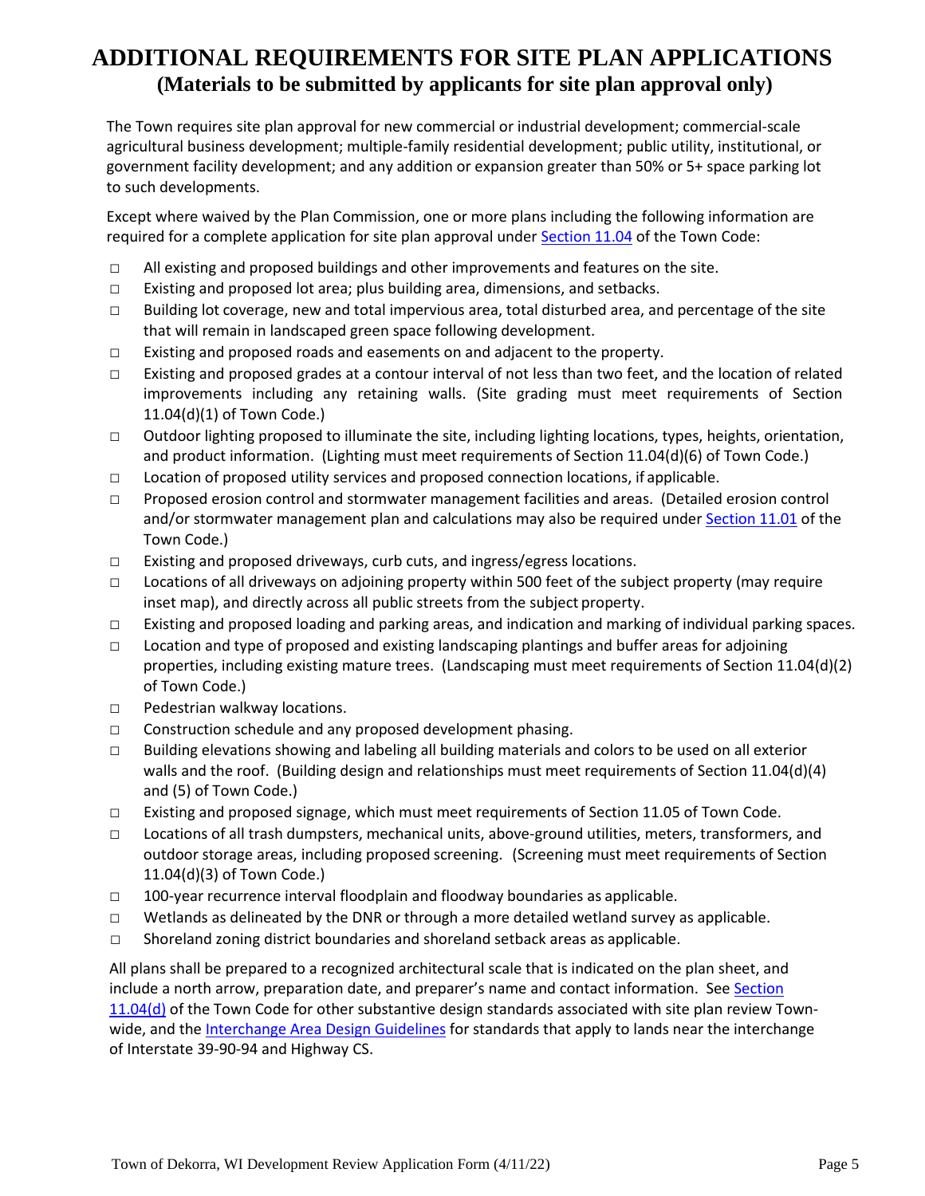# ADDITIONAL REQUIREMENTS FOR SITE PLAN APPLICATIONS

## (Materials to be submitted by applicants for site plan approval only)

The Town requires site plan approval for new commercial or industrial development; commercial-scale agricultural business development; multiple-family residential development; public utility, institutional, or government facility development; and any addition or expansion greater than 50% or 5+ space parking lot to such developments.

Except where waived by the Plan Commission, one or more plans including the following information are required for a complete application for site plan approval under Section 11.04 of the Town Code:

- □ All existing and proposed buildings and other improvements and features on the site.
- □ Existing and proposed lot area; plus building area, dimensions, and setbacks.
- □ Building lot coverage, new and total impervious area, total disturbed area, and percentage of the site that will remain in landscaped green space following development.
- □ Existing and proposed roads and easements on and adjacent to the property.
- □ Existing and proposed grades at a contour interval of not less than two feet, and the location of related improvements including any retaining walls. (Site grading must meet requirements of Section 11.04(d)(1) of Town Code.)
- □ Outdoor lighting proposed to illuminate the site, including lighting locations, types, heights, orientation, and product information. (Lighting must meet requirements of Section 11.04(d)(6) of Town Code.)
- □ Location of proposed utility services and proposed connection locations, if applicable.
- □ Proposed erosion control and stormwater management facilities and areas. (Detailed erosion control and/or stormwater management plan and calculations may also be required under Section 11.01 of the Town Code.)
- □ Existing and proposed driveways, curb cuts, and ingress/egress locations.
- □ Locations of all driveways on adjoining property within 500 feet of the subject property (may require inset map), and directly across all public streets from the subject property.
- □ Existing and proposed loading and parking areas, and indication and marking of individual parking spaces.
- □ Location and type of proposed and existing landscaping plantings and buffer areas for adjoining properties, including existing mature trees. (Landscaping must meet requirements of Section 11.04(d)(2) of Town Code.)
- □ Pedestrian walkway locations.
- □ Construction schedule and any proposed development phasing.
- □ Building elevations showing and labeling all building materials and colors to be used on all exterior walls and the roof. (Building design and relationships must meet requirements of Section 11.04(d)(4) and (5) of Town Code.)
- □ Existing and proposed signage, which must meet requirements of Section 11.05 of Town Code.
- □ Locations of all trash dumpsters, mechanical units, above-ground utilities, meters, transformers, and outdoor storage areas, including proposed screening. (Screening must meet requirements of Section 11.04(d)(3) of Town Code.)
- □ 100-year recurrence interval floodplain and floodway boundaries as applicable.
- □ Wetlands as delineated by the DNR or through a more detailed wetland survey as applicable.
- □ Shoreland zoning district boundaries and shoreland setback areas as applicable.

All plans shall be prepared to a recognized architectural scale that is indicated on the plan sheet, and include a north arrow, preparation date, and preparer's name and contact information. See Section 11.04(d) of the Town Code for other substantive design standards associated with site plan review Town-wide, and the Interchange Area Design Guidelines for standards that apply to lands near the interchange of Interstate 39-90-94 and Highway CS.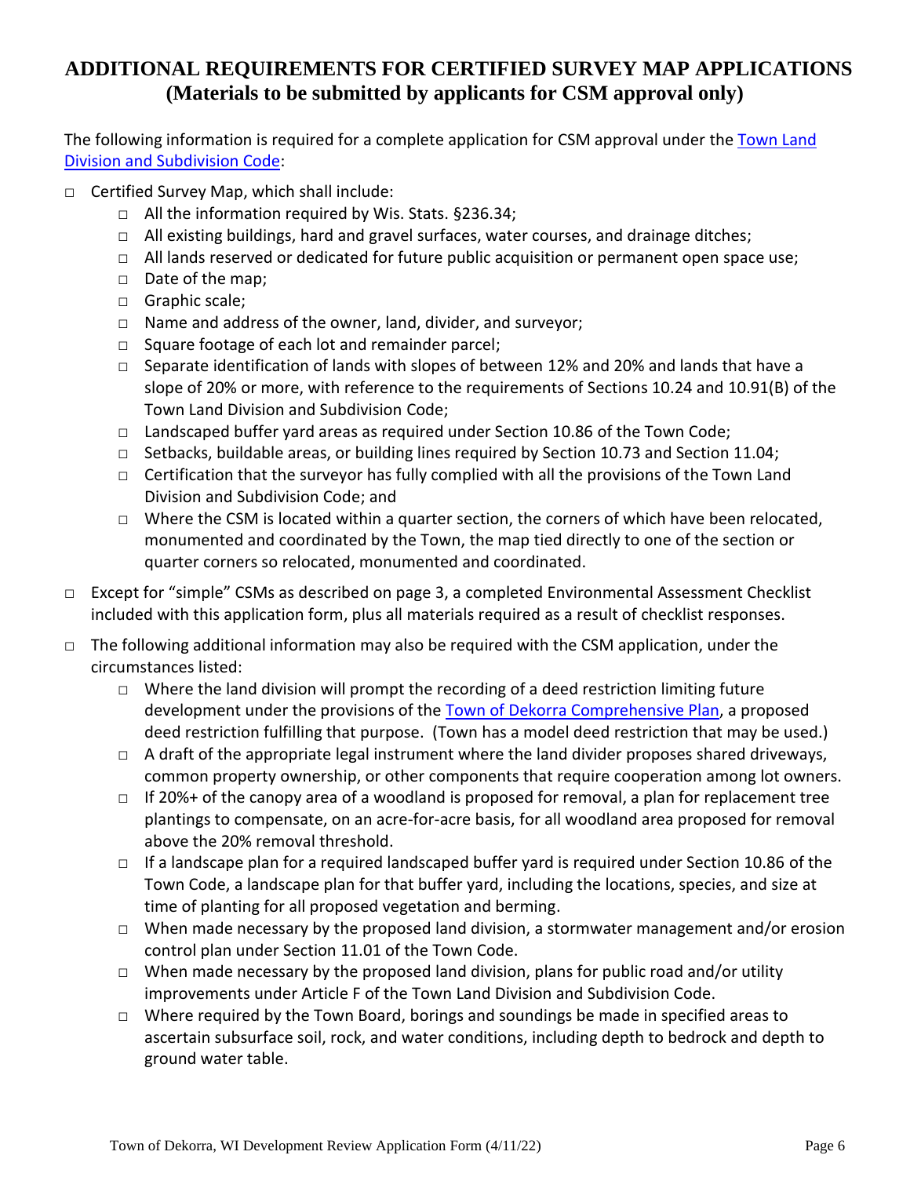# ADDITIONAL REQUIREMENTS FOR CERTIFIED SURVEY MAP APPLICATIONS
## (Materials to be submitted by applicants for CSM approval only)

The following information is required for a complete application for CSM approval under the Town Land Division and Subdivision Code:

- □ Certified Survey Map, which shall include:
  - □ All the information required by Wis. Stats. §236.34;
  - □ All existing buildings, hard and gravel surfaces, water courses, and drainage ditches;
  - □ All lands reserved or dedicated for future public acquisition or permanent open space use;
  - □ Date of the map;
  - □ Graphic scale;
  - □ Name and address of the owner, land, divider, and surveyor;
  - □ Square footage of each lot and remainder parcel;
  - □ Separate identification of lands with slopes of between 12% and 20% and lands that have a slope of 20% or more, with reference to the requirements of Sections 10.24 and 10.91(B) of the Town Land Division and Subdivision Code;
  - □ Landscaped buffer yard areas as required under Section 10.86 of the Town Code;
  - □ Setbacks, buildable areas, or building lines required by Section 10.73 and Section 11.04;
  - □ Certification that the surveyor has fully complied with all the provisions of the Town Land Division and Subdivision Code; and
  - □ Where the CSM is located within a quarter section, the corners of which have been relocated, monumented and coordinated by the Town, the map tied directly to one of the section or quarter corners so relocated, monumented and coordinated.
- □ Except for "simple" CSMs as described on page 3, a completed Environmental Assessment Checklist included with this application form, plus all materials required as a result of checklist responses.
- □ The following additional information may also be required with the CSM application, under the circumstances listed:
  - □ Where the land division will prompt the recording of a deed restriction limiting future development under the provisions of the Town of Dekorra Comprehensive Plan, a proposed deed restriction fulfilling that purpose. (Town has a model deed restriction that may be used.)
  - □ A draft of the appropriate legal instrument where the land divider proposes shared driveways, common property ownership, or other components that require cooperation among lot owners.
  - □ If 20%+ of the canopy area of a woodland is proposed for removal, a plan for replacement tree plantings to compensate, on an acre-for-acre basis, for all woodland area proposed for removal above the 20% removal threshold.
  - □ If a landscape plan for a required landscaped buffer yard is required under Section 10.86 of the Town Code, a landscape plan for that buffer yard, including the locations, species, and size at time of planting for all proposed vegetation and berming.
  - □ When made necessary by the proposed land division, a stormwater management and/or erosion control plan under Section 11.01 of the Town Code.
  - □ When made necessary by the proposed land division, plans for public road and/or utility improvements under Article F of the Town Land Division and Subdivision Code.
  - □ Where required by the Town Board, borings and soundings be made in specified areas to ascertain subsurface soil, rock, and water conditions, including depth to bedrock and depth to ground water table.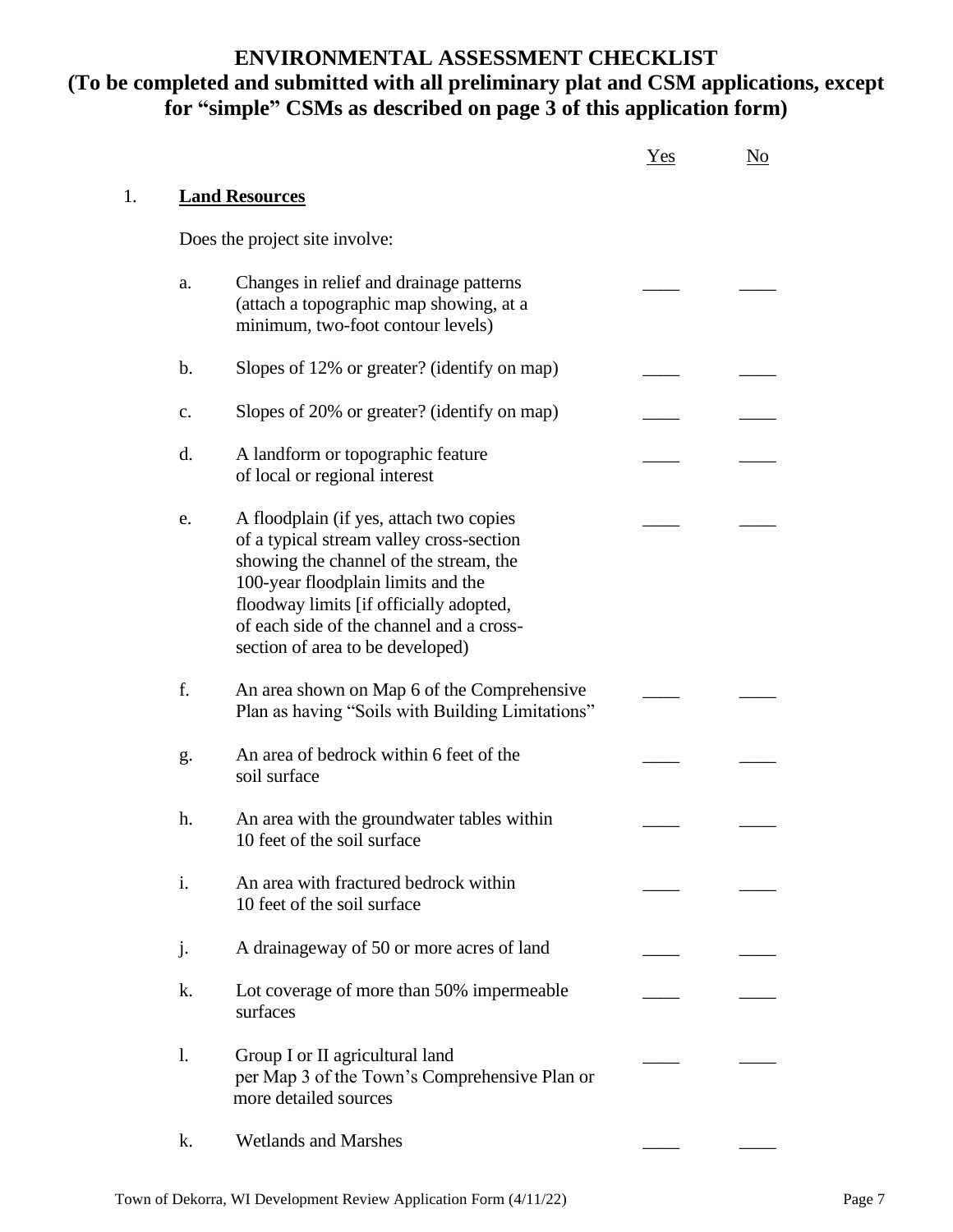# ENVIRONMENTAL ASSESSMENT CHECKLIST
## (To be completed and submitted with all preliminary plat and CSM applications, except for "simple" CSMs as described on page 3 of this application form)

| | | | Yes | No |
|---|---|---|---|---|
| 1. | **Land Resources** | | | |
| | Does the project site involve: | | | |
| | a. | Changes in relief and drainage patterns (attach a topographic map showing, at a minimum, two-foot contour levels) | ____ | ____ |
| | b. | Slopes of 12% or greater? (identify on map) | ____ | ____ |
| | c. | Slopes of 20% or greater? (identify on map) | ____ | ____ |
| | d. | A landform or topographic feature of local or regional interest | ____ | ____ |
| | e. | A floodplain (if yes, attach two copies of a typical stream valley cross-section showing the channel of the stream, the 100-year floodplain limits and the floodway limits [if officially adopted, of each side of the channel and a cross-section of area to be developed) | ____ | ____ |
| | f. | An area shown on Map 6 of the Comprehensive Plan as having "Soils with Building Limitations" | ____ | ____ |
| | g. | An area of bedrock within 6 feet of the soil surface | ____ | ____ |
| | h. | An area with the groundwater tables within 10 feet of the soil surface | ____ | ____ |
| | i. | An area with fractured bedrock within 10 feet of the soil surface | ____ | ____ |
| | j. | A drainageway of 50 or more acres of land | ____ | ____ |
| | k. | Lot coverage of more than 50% impermeable surfaces | ____ | ____ |
| | l. | Group I or II agricultural land per Map 3 of the Town's Comprehensive Plan or more detailed sources | ____ | ____ |
| | k. | Wetlands and Marshes | ____ | ____ |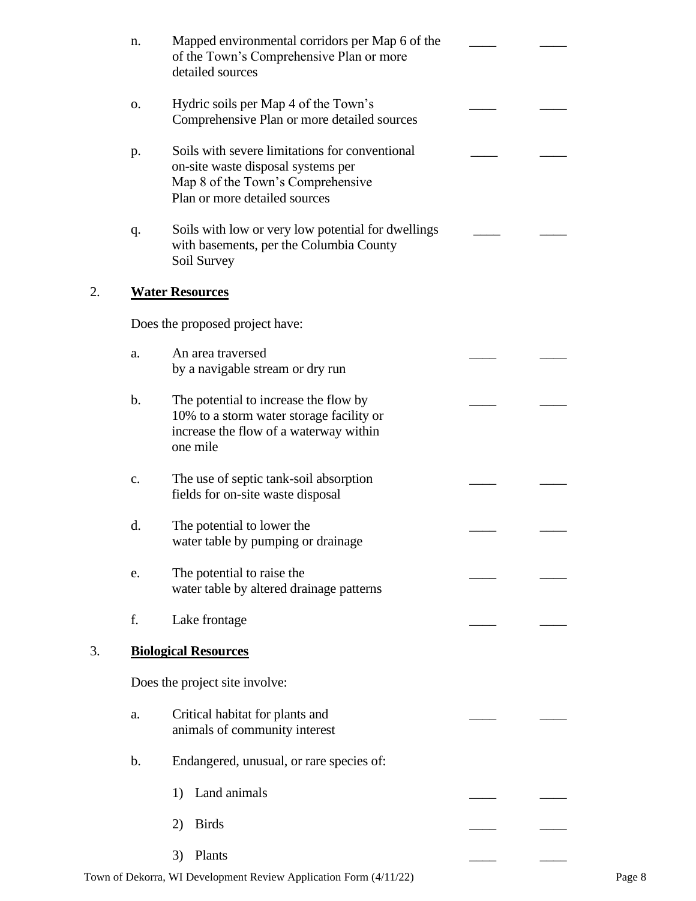n. Mapped environmental corridors per Map 6 of the of the Town's Comprehensive Plan or more detailed sources ____ ____

o. Hydric soils per Map 4 of the Town's Comprehensive Plan or more detailed sources ____ ____

p. Soils with severe limitations for conventional on-site waste disposal systems per Map 8 of the Town's Comprehensive Plan or more detailed sources ____ ____

q. Soils with low or very low potential for dwellings with basements, per the Columbia County Soil Survey ____ ____

2. **<u>Water Resources</u>**

Does the proposed project have:

a. An area traversed by a navigable stream or dry run ____ ____

b. The potential to increase the flow by 10% to a storm water storage facility or increase the flow of a waterway within one mile ____ ____

c. The use of septic tank-soil absorption fields for on-site waste disposal ____ ____

d. The potential to lower the water table by pumping or drainage ____ ____

e. The potential to raise the water table by altered drainage patterns ____ ____

f. Lake frontage ____ ____

3. **<u>Biological Resources</u>**

Does the project site involve:

a. Critical habitat for plants and animals of community interest ____ ____

b. Endangered, unusual, or rare species of:

1) Land animals ____ ____

2) Birds ____ ____

3) Plants ____ ____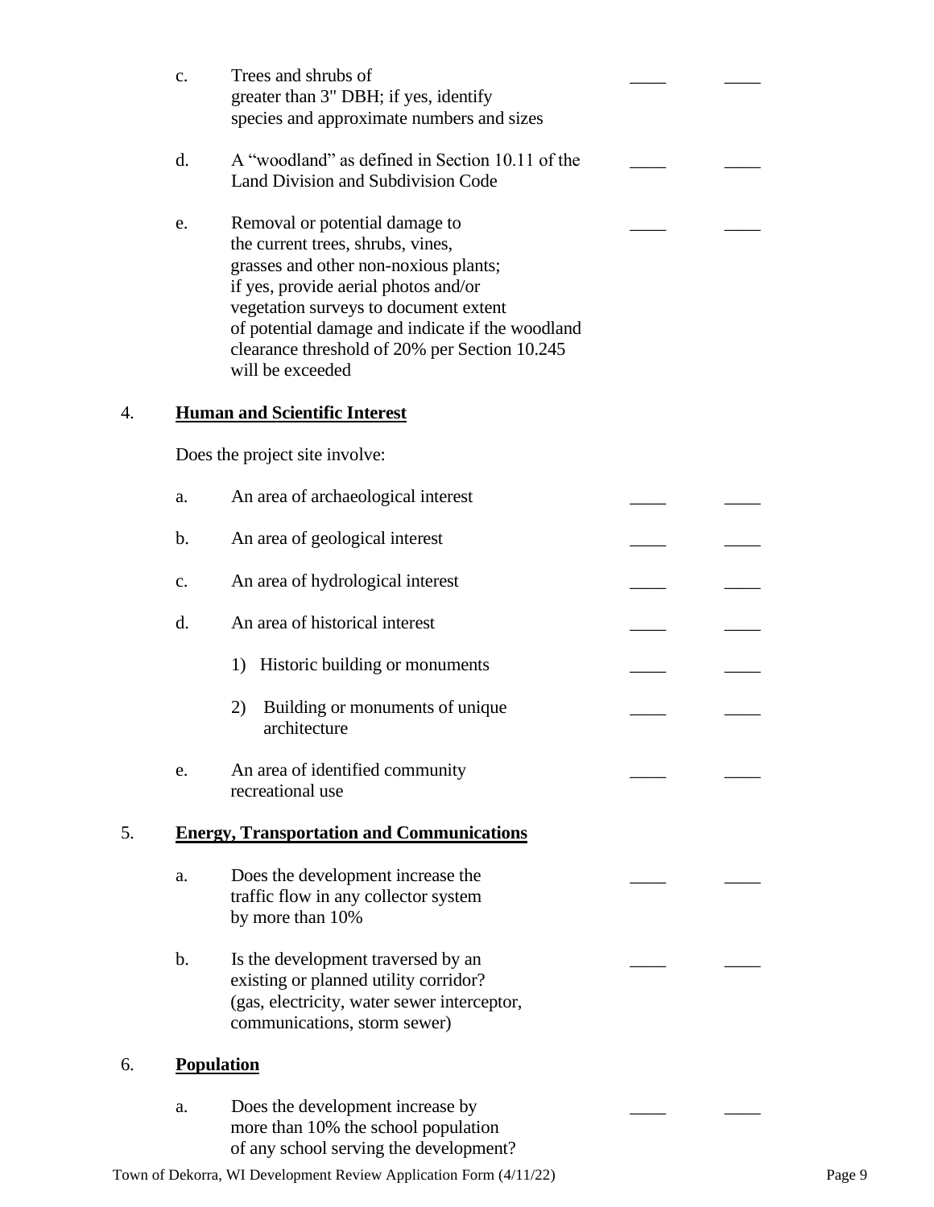c. Trees and shrubs of greater than 3" DBH; if yes, identify species and approximate numbers and sizes ____ ____

d. A "woodland" as defined in Section 10.11 of the Land Division and Subdivision Code ____ ____

e. Removal or potential damage to the current trees, shrubs, vines, grasses and other non-noxious plants; if yes, provide aerial photos and/or vegetation surveys to document extent of potential damage and indicate if the woodland clearance threshold of 20% per Section 10.245 will be exceeded ____ ____

4. **Human and Scientific Interest**

Does the project site involve:

a. An area of archaeological interest ____ ____

b. An area of geological interest ____ ____

c. An area of hydrological interest ____ ____

d. An area of historical interest ____ ____

1) Historic building or monuments ____ ____

2) Building or monuments of unique architecture ____ ____

e. An area of identified community recreational use ____ ____

5. **Energy, Transportation and Communications**

a. Does the development increase the traffic flow in any collector system by more than 10% ____ ____

b. Is the development traversed by an existing or planned utility corridor? (gas, electricity, water sewer interceptor, communications, storm sewer) ____ ____

6. **Population**

a. Does the development increase by more than 10% the school population of any school serving the development? ____ ____